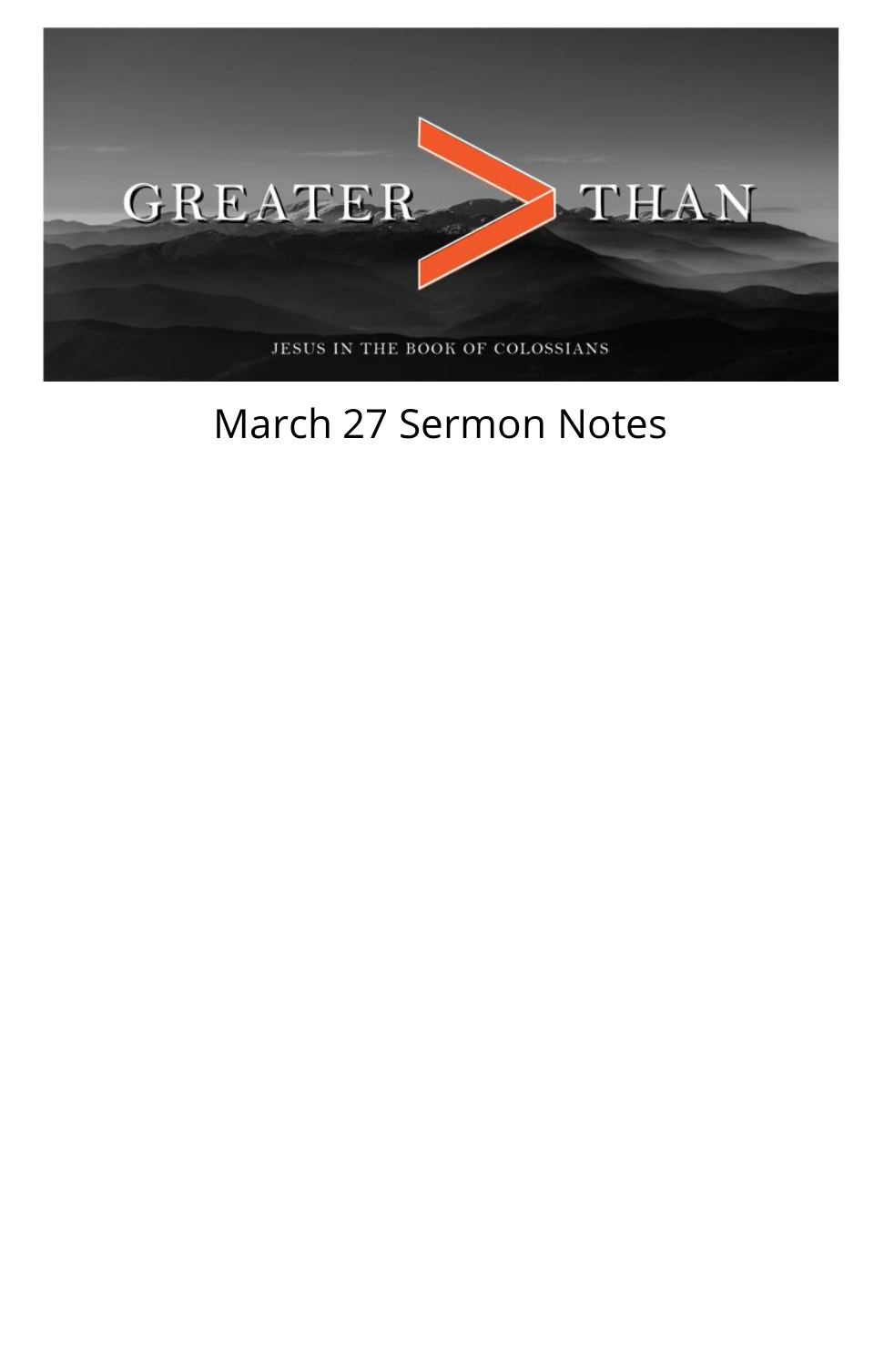GREATER > THAN

JESUS IN THE BOOK OF COLOSSIANS

# March 27 Sermon Notes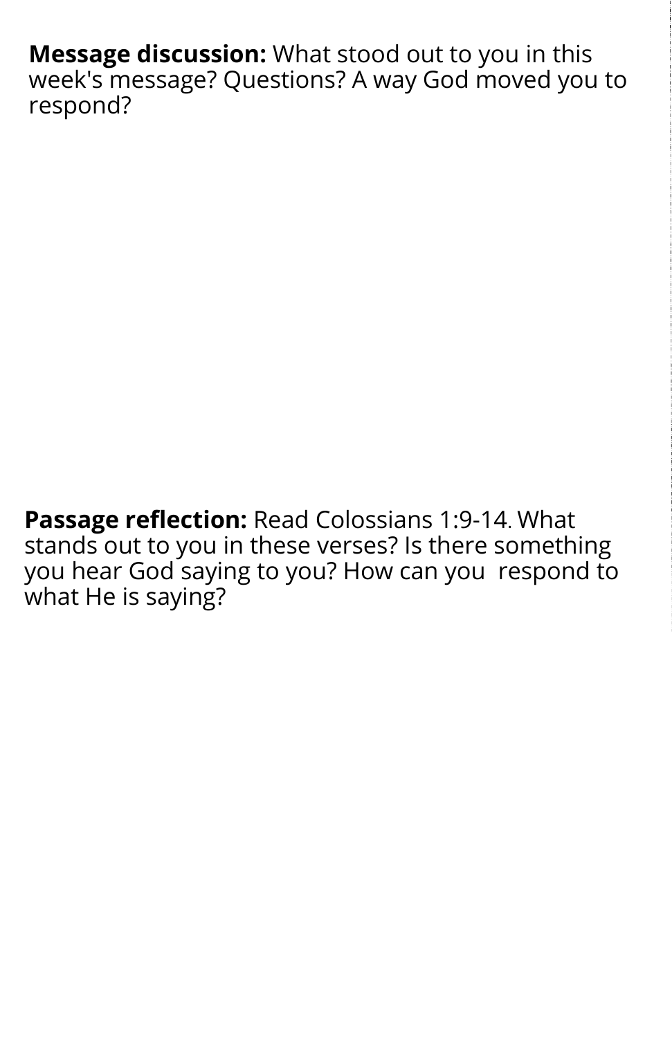**Message discussion:** What stood out to you in this week's message? Questions? A way God moved you to respond?

**Passage reflection:** Read Colossians 1:9-14. What stands out to you in these verses? Is there something you hear God saying to you? How can you respond to what He is saying?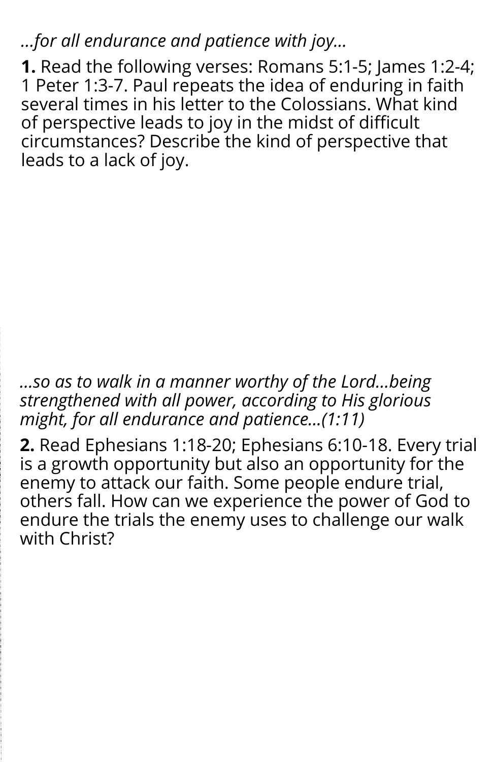*...for all endurance and patience with joy...*

**1.** Read the following verses: Romans 5:1-5; James 1:2-4; 1 Peter 1:3-7. Paul repeats the idea of enduring in faith several times in his letter to the Colossians. What kind of perspective leads to joy in the midst of difficult circumstances? Describe the kind of perspective that leads to a lack of joy.

*...so as to walk in a manner worthy of the Lord...being strengthened with all power, according to His glorious might, for all endurance and patience...(1:11)*

**2.** Read Ephesians 1:18-20; Ephesians 6:10-18. Every trial is a growth opportunity but also an opportunity for the enemy to attack our faith. Some people endure trial, others fall. How can we experience the power of God to endure the trials the enemy uses to challenge our walk with Christ?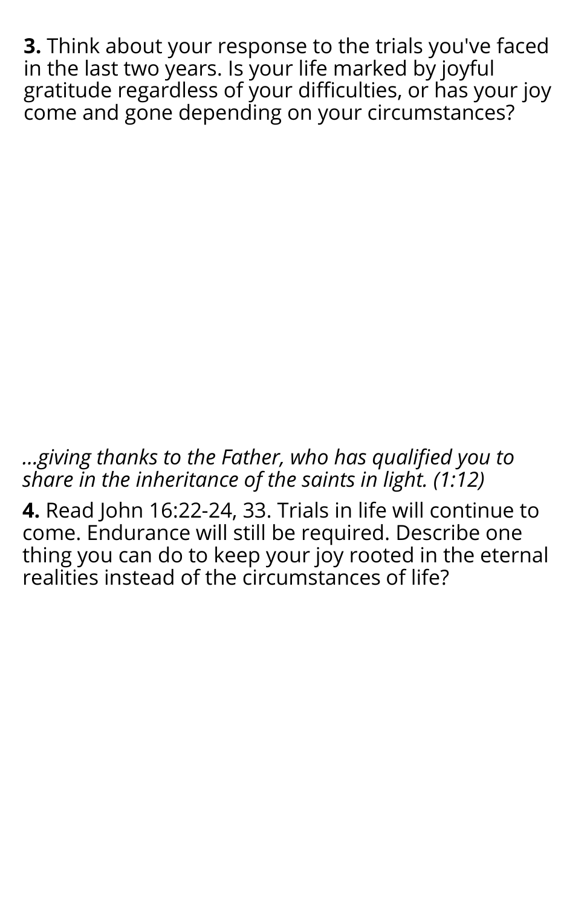**3.** Think about your response to the trials you've faced in the last two years. Is your life marked by joyful gratitude regardless of your difficulties, or has your joy come and gone depending on your circumstances?

*...giving thanks to the Father, who has qualified you to share in the inheritance of the saints in light. (1:12)*

**4.** Read John 16:22-24, 33. Trials in life will continue to come. Endurance will still be required. Describe one thing you can do to keep your joy rooted in the eternal realities instead of the circumstances of life?